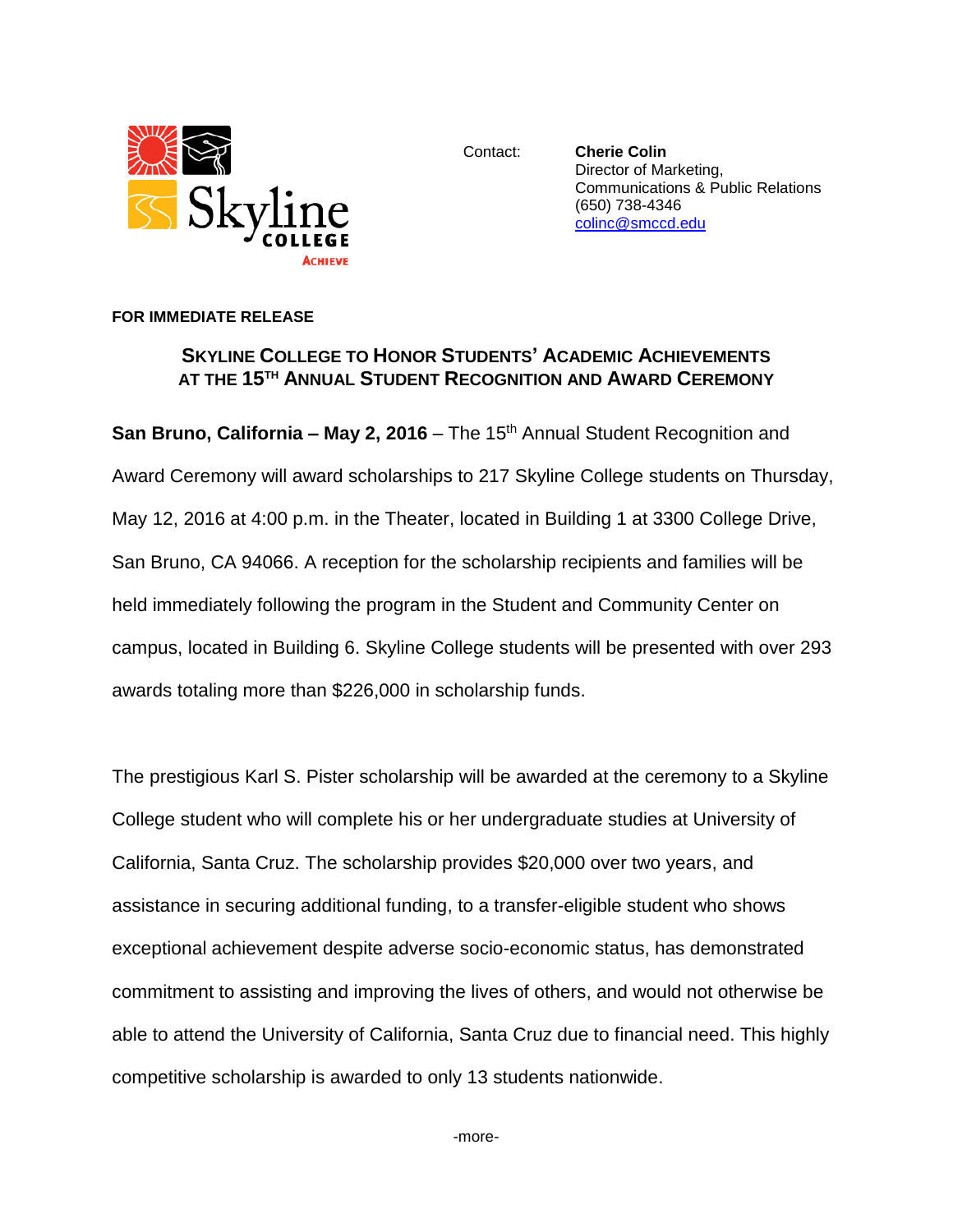Skyline COLLEGE ACHIEVE

Contact: **Cherie Colin**
Director of Marketing,
Communications & Public Relations
(650) 738-4346
colinc@smccd.edu

**FOR IMMEDIATE RELEASE**

## SKYLINE COLLEGE TO HONOR STUDENTS' ACADEMIC ACHIEVEMENTS AT THE 15TH ANNUAL STUDENT RECOGNITION AND AWARD CEREMONY

**San Bruno, California – May 2, 2016** – The 15th Annual Student Recognition and Award Ceremony will award scholarships to 217 Skyline College students on Thursday, May 12, 2016 at 4:00 p.m. in the Theater, located in Building 1 at 3300 College Drive, San Bruno, CA 94066. A reception for the scholarship recipients and families will be held immediately following the program in the Student and Community Center on campus, located in Building 6. Skyline College students will be presented with over 293 awards totaling more than $226,000 in scholarship funds.

The prestigious Karl S. Pister scholarship will be awarded at the ceremony to a Skyline College student who will complete his or her undergraduate studies at University of California, Santa Cruz. The scholarship provides $20,000 over two years, and assistance in securing additional funding, to a transfer-eligible student who shows exceptional achievement despite adverse socio-economic status, has demonstrated commitment to assisting and improving the lives of others, and would not otherwise be able to attend the University of California, Santa Cruz due to financial need. This highly competitive scholarship is awarded to only 13 students nationwide.

-more-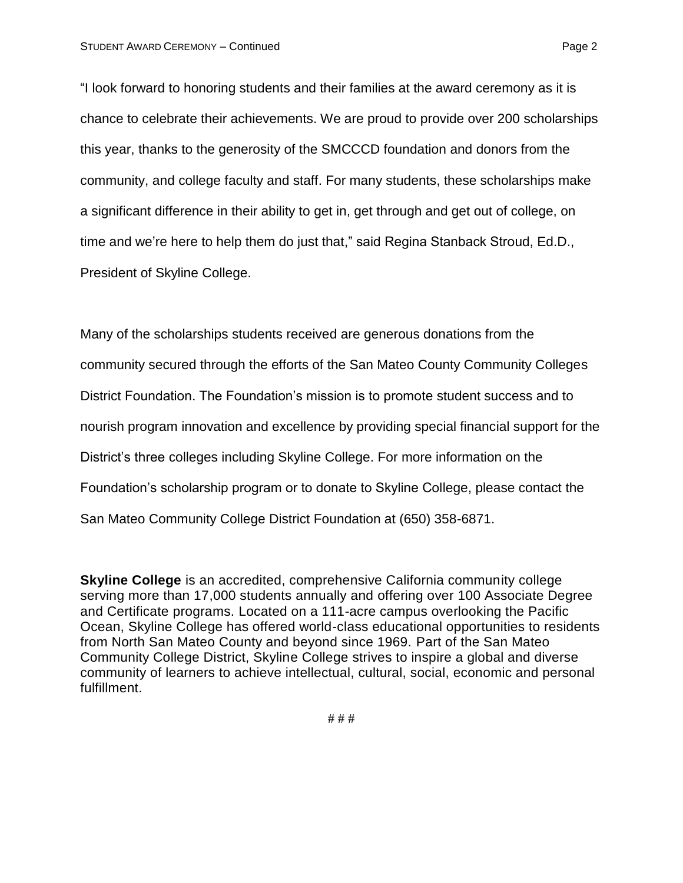"I look forward to honoring students and their families at the award ceremony as it is chance to celebrate their achievements. We are proud to provide over 200 scholarships this year, thanks to the generosity of the SMCCCD foundation and donors from the community, and college faculty and staff. For many students, these scholarships make a significant difference in their ability to get in, get through and get out of college, on time and we're here to help them do just that," said Regina Stanback Stroud, Ed.D., President of Skyline College.

Many of the scholarships students received are generous donations from the community secured through the efforts of the San Mateo County Community Colleges District Foundation. The Foundation's mission is to promote student success and to nourish program innovation and excellence by providing special financial support for the District's three colleges including Skyline College. For more information on the Foundation's scholarship program or to donate to Skyline College, please contact the San Mateo Community College District Foundation at (650) 358-6871.

**Skyline College** is an accredited, comprehensive California community college serving more than 17,000 students annually and offering over 100 Associate Degree and Certificate programs. Located on a 111-acre campus overlooking the Pacific Ocean, Skyline College has offered world-class educational opportunities to residents from North San Mateo County and beyond since 1969. Part of the San Mateo Community College District, Skyline College strives to inspire a global and diverse community of learners to achieve intellectual, cultural, social, economic and personal fulfillment.

# # #